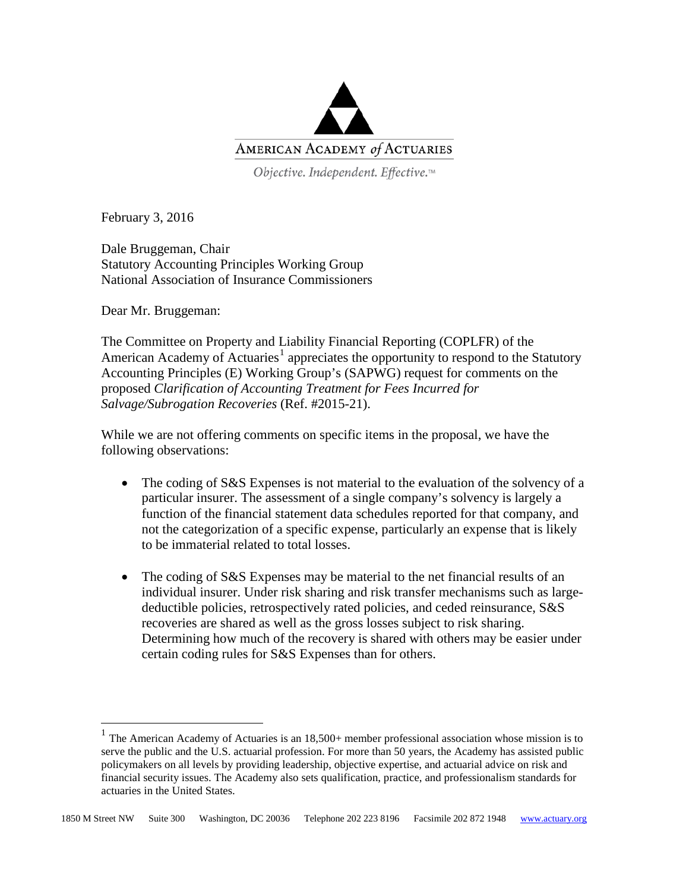AMERICAN ACADEMY of ACTUARIES

*Objective. Independent. Effective.™*

February 3, 2016

Dale Bruggeman, Chair
Statutory Accounting Principles Working Group
National Association of Insurance Commissioners

Dear Mr. Bruggeman:

The Committee on Property and Liability Financial Reporting (COPLFR) of the American Academy of Actuaries[1] appreciates the opportunity to respond to the Statutory Accounting Principles (E) Working Group's (SAPWG) request for comments on the proposed *Clarification of Accounting Treatment for Fees Incurred for Salvage/Subrogation Recoveries* (Ref. #2015-21).

While we are not offering comments on specific items in the proposal, we have the following observations:

- The coding of S&S Expenses is not material to the evaluation of the solvency of a particular insurer. The assessment of a single company's solvency is largely a function of the financial statement data schedules reported for that company, and not the categorization of a specific expense, particularly an expense that is likely to be immaterial related to total losses.

- The coding of S&S Expenses may be material to the net financial results of an individual insurer. Under risk sharing and risk transfer mechanisms such as large-deductible policies, retrospectively rated policies, and ceded reinsurance, S&S recoveries are shared as well as the gross losses subject to risk sharing. Determining how much of the recovery is shared with others may be easier under certain coding rules for S&S Expenses than for others.

[1] The American Academy of Actuaries is an 18,500+ member professional association whose mission is to serve the public and the U.S. actuarial profession. For more than 50 years, the Academy has assisted public policymakers on all levels by providing leadership, objective expertise, and actuarial advice on risk and financial security issues. The Academy also sets qualification, practice, and professionalism standards for actuaries in the United States.

1850 M Street NW Suite 300 Washington, DC 20036 Telephone 202 223 8196 Facsimile 202 872 1948 www.actuary.org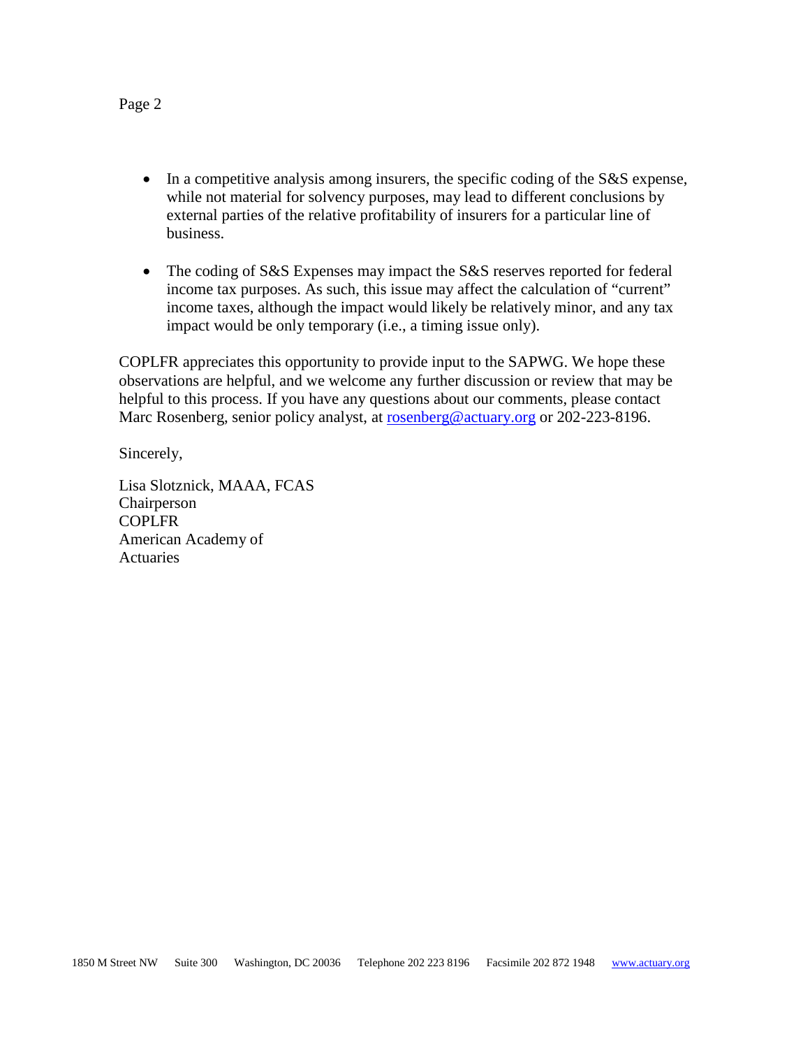- In a competitive analysis among insurers, the specific coding of the S&S expense, while not material for solvency purposes, may lead to different conclusions by external parties of the relative profitability of insurers for a particular line of business.

- The coding of S&S Expenses may impact the S&S reserves reported for federal income tax purposes. As such, this issue may affect the calculation of "current" income taxes, although the impact would likely be relatively minor, and any tax impact would be only temporary (i.e., a timing issue only).

COPLFR appreciates this opportunity to provide input to the SAPWG. We hope these observations are helpful, and we welcome any further discussion or review that may be helpful to this process. If you have any questions about our comments, please contact Marc Rosenberg, senior policy analyst, at rosenberg@actuary.org or 202-223-8196.

Sincerely,

Lisa Slotznick, MAAA, FCAS
Chairperson
COPLFR
American Academy of
Actuaries

1850 M Street NW Suite 300 Washington, DC 20036 Telephone 202 223 8196 Facsimile 202 872 1948 www.actuary.org